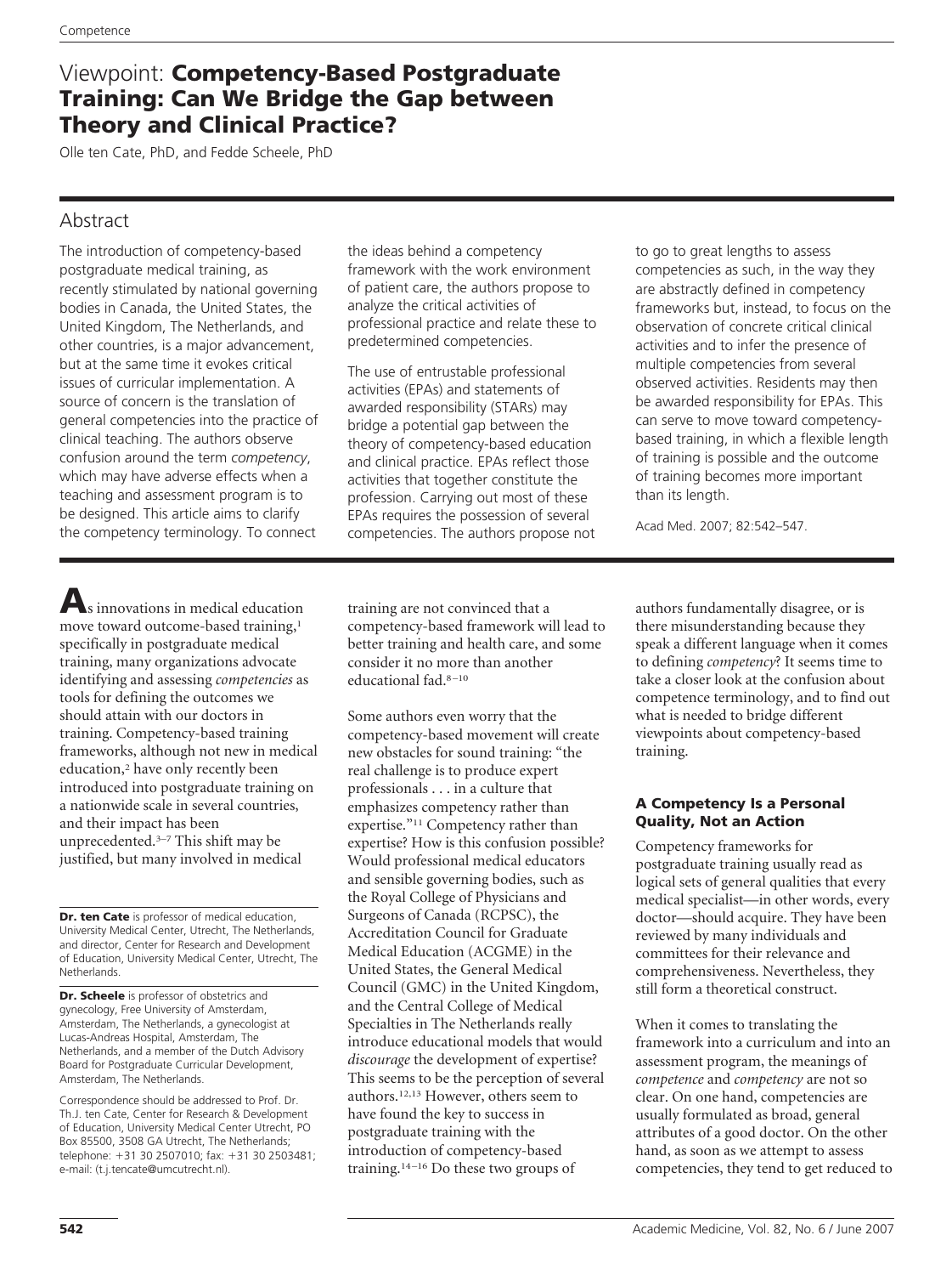# Viewpoint: **Competency-Based Postgraduate Training: Can We Bridge the Gap between Theory and Clinical Practice?**

Olle ten Cate, PhD, and Fedde Scheele, PhD

## Abstract

The introduction of competency-based postgraduate medical training, as recently stimulated by national governing bodies in Canada, the United States, the United Kingdom, The Netherlands, and other countries, is a major advancement, but at the same time it evokes critical issues of curricular implementation. A source of concern is the translation of general competencies into the practice of clinical teaching. The authors observe confusion around the term *competency*, which may have adverse effects when a teaching and assessment program is to be designed. This article aims to clarify the competency terminology. To connect the ideas behind a competency framework with the work environment of patient care, the authors propose to analyze the critical activities of professional practice and relate these to predetermined competencies.

The use of entrustable professional activities (EPAs) and statements of awarded responsibility (STARs) may bridge a potential gap between the theory of competency-based education and clinical practice. EPAs reflect those activities that together constitute the profession. Carrying out most of these EPAs requires the possession of several competencies. The authors propose not to go to great lengths to assess competencies as such, in the way they are abstractly defined in competency frameworks but, instead, to focus on the observation of concrete critical clinical activities and to infer the presence of multiple competencies from several observed activities. Residents may then be awarded responsibility for EPAs. This can serve to move toward competency-based training, in which a flexible length of training is possible and the outcome of training becomes more important than its length.

Acad Med. 2007; 82:542–547.

---

As innovations in medical education move toward outcome-based training,[1] specifically in postgraduate medical training, many organizations advocate identifying and assessing *competencies* as tools for defining the outcomes we should attain with our doctors in training. Competency-based training frameworks, although not new in medical education,[2] have only recently been introduced into postgraduate training on a nationwide scale in several countries, and their impact has been unprecedented.[3–7] This shift may be justified, but many involved in medical training are not convinced that a competency-based framework will lead to better training and health care, and some consider it no more than another educational fad.[8–10]

Some authors even worry that the competency-based movement will create new obstacles for sound training: "the real challenge is to produce expert professionals . . . in a culture that emphasizes competency rather than expertise."[11] Competency rather than expertise? How is this confusion possible? Would professional medical educators and sensible governing bodies, such as the Royal College of Physicians and Surgeons of Canada (RCPSC), the Accreditation Council for Graduate Medical Education (ACGME) in the United States, the General Medical Council (GMC) in the United Kingdom, and the Central College of Medical Specialties in The Netherlands really introduce educational models that would *discourage* the development of expertise? This seems to be the perception of several authors.[12,13] However, others seem to have found the key to success in postgraduate training with the introduction of competency-based training.[14–16] Do these two groups of authors fundamentally disagree, or is there misunderstanding because they speak a different language when it comes to defining *competency*? It seems time to take a closer look at the confusion about competence terminology, and to find out what is needed to bridge different viewpoints about competency-based training.

**Dr. ten Cate** is professor of medical education, University Medical Center, Utrecht, The Netherlands, and director, Center for Research and Development of Education, University Medical Center, Utrecht, The Netherlands.

**Dr. Scheele** is professor of obstetrics and gynecology, Free University of Amsterdam, Amsterdam, The Netherlands, a gynecologist at Lucas-Andreas Hospital, Amsterdam, The Netherlands, and a member of the Dutch Advisory Board for Postgraduate Curricular Development, Amsterdam, The Netherlands.

Correspondence should be addressed to Prof. Dr. Th.J. ten Cate, Center for Research & Development of Education, University Medical Center Utrecht, PO Box 85500, 3508 GA Utrecht, The Netherlands; telephone: +31 30 2507010; fax: +31 30 2503481; e-mail: (t.j.tencate@umcutrecht.nl).

### A Competency Is a Personal Quality, Not an Action

Competency frameworks for postgraduate training usually read as logical sets of general qualities that every medical specialist—in other words, every doctor—should acquire. They have been reviewed by many individuals and committees for their relevance and comprehensiveness. Nevertheless, they still form a theoretical construct.

When it comes to translating the framework into a curriculum and into an assessment program, the meanings of *competence* and *competency* are not so clear. On one hand, competencies are usually formulated as broad, general attributes of a good doctor. On the other hand, as soon as we attempt to assess competencies, they tend to get reduced to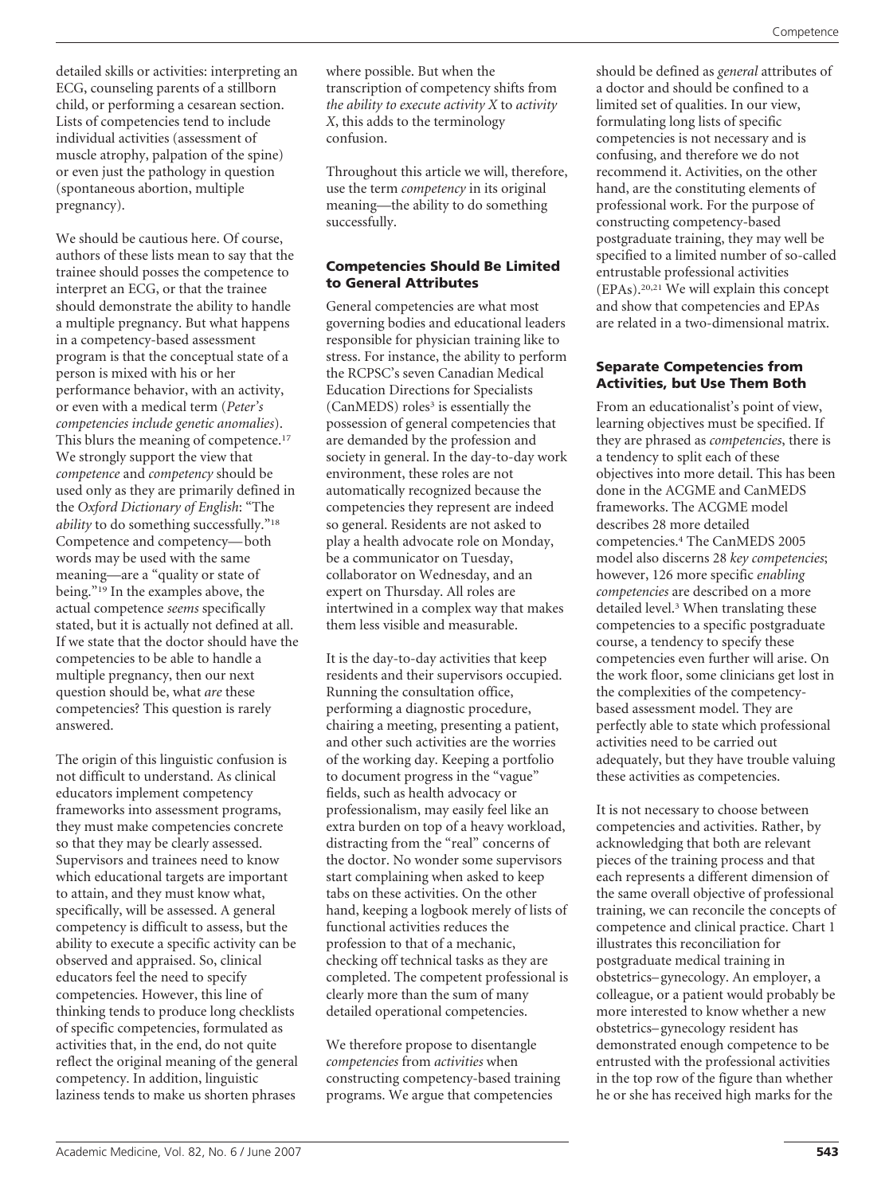detailed skills or activities: interpreting an ECG, counseling parents of a stillborn child, or performing a cesarean section. Lists of competencies tend to include individual activities (assessment of muscle atrophy, palpation of the spine) or even just the pathology in question (spontaneous abortion, multiple pregnancy).

We should be cautious here. Of course, authors of these lists mean to say that the trainee should posses the competence to interpret an ECG, or that the trainee should demonstrate the ability to handle a multiple pregnancy. But what happens in a competency-based assessment program is that the conceptual state of a person is mixed with his or her performance behavior, with an activity, or even with a medical term (*Peter's competencies include genetic anomalies*). This blurs the meaning of competence.[17] We strongly support the view that *competence* and *competency* should be used only as they are primarily defined in the *Oxford Dictionary of English*: "The *ability* to do something successfully."[18] Competence and competency—both words may be used with the same meaning—are a "quality or state of being."[19] In the examples above, the actual competence *seems* specifically stated, but it is actually not defined at all. If we state that the doctor should have the competencies to be able to handle a multiple pregnancy, then our next question should be, what *are* these competencies? This question is rarely answered.

The origin of this linguistic confusion is not difficult to understand. As clinical educators implement competency frameworks into assessment programs, they must make competencies concrete so that they may be clearly assessed. Supervisors and trainees need to know which educational targets are important to attain, and they must know what, specifically, will be assessed. A general competency is difficult to assess, but the ability to execute a specific activity can be observed and appraised. So, clinical educators feel the need to specify competencies. However, this line of thinking tends to produce long checklists of specific competencies, formulated as activities that, in the end, do not quite reflect the original meaning of the general competency. In addition, linguistic laziness tends to make us shorten phrases where possible. But when the transcription of competency shifts from *the ability to execute activity X* to *activity X*, this adds to the terminology confusion.

Throughout this article we will, therefore, use the term *competency* in its original meaning—the ability to do something successfully.

## Competencies Should Be Limited to General Attributes

General competencies are what most governing bodies and educational leaders responsible for physician training like to stress. For instance, the ability to perform the RCPSC's seven Canadian Medical Education Directions for Specialists (CanMEDS) roles[3] is essentially the possession of general competencies that are demanded by the profession and society in general. In the day-to-day work environment, these roles are not automatically recognized because the competencies they represent are indeed so general. Residents are not asked to play a health advocate role on Monday, be a communicator on Tuesday, collaborator on Wednesday, and an expert on Thursday. All roles are intertwined in a complex way that makes them less visible and measurable.

It is the day-to-day activities that keep residents and their supervisors occupied. Running the consultation office, performing a diagnostic procedure, chairing a meeting, presenting a patient, and other such activities are the worries of the working day. Keeping a portfolio to document progress in the "vague" fields, such as health advocacy or professionalism, may easily feel like an extra burden on top of a heavy workload, distracting from the "real" concerns of the doctor. No wonder some supervisors start complaining when asked to keep tabs on these activities. On the other hand, keeping a logbook merely of lists of functional activities reduces the profession to that of a mechanic, checking off technical tasks as they are completed. The competent professional is clearly more than the sum of many detailed operational competencies.

We therefore propose to disentangle *competencies* from *activities* when constructing competency-based training programs. We argue that competencies should be defined as *general* attributes of a doctor and should be confined to a limited set of qualities. In our view, formulating long lists of specific competencies is not necessary and is confusing, and therefore we do not recommend it. Activities, on the other hand, are the constituting elements of professional work. For the purpose of constructing competency-based postgraduate training, they may well be specified to a limited number of so-called entrustable professional activities (EPAs).[20,21] We will explain this concept and show that competencies and EPAs are related in a two-dimensional matrix.

## Separate Competencies from Activities, but Use Them Both

From an educationalist's point of view, learning objectives must be specified. If they are phrased as *competencies*, there is a tendency to split each of these objectives into more detail. This has been done in the ACGME and CanMEDS frameworks. The ACGME model describes 28 more detailed competencies.[4] The CanMEDS 2005 model also discerns 28 *key competencies*; however, 126 more specific *enabling competencies* are described on a more detailed level.[3] When translating these competencies to a specific postgraduate course, a tendency to specify these competencies even further will arise. On the work floor, some clinicians get lost in the complexities of the competency-based assessment model. They are perfectly able to state which professional activities need to be carried out adequately, but they have trouble valuing these activities as competencies.

It is not necessary to choose between competencies and activities. Rather, by acknowledging that both are relevant pieces of the training process and that each represents a different dimension of the same overall objective of professional training, we can reconcile the concepts of competence and clinical practice. Chart 1 illustrates this reconciliation for postgraduate medical training in obstetrics–gynecology. An employer, a colleague, or a patient would probably be more interested to know whether a new obstetrics–gynecology resident has demonstrated enough competence to be entrusted with the professional activities in the top row of the figure than whether he or she has received high marks for the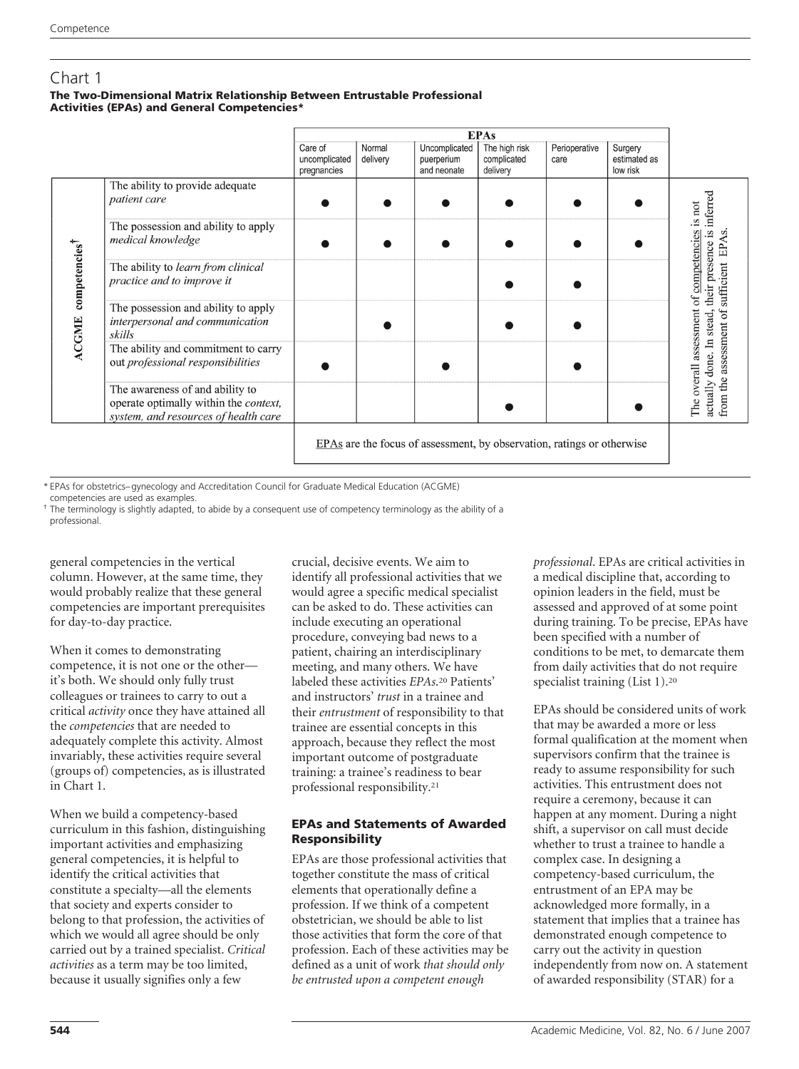## Chart 1

**The Two-Dimensional Matrix Relationship Between Entrustable Professional Activities (EPAs) and General Competencies***

| | | EPAs | | | | | | |
|---|---|---|---|---|---|---|---|---|
| | | Care of uncomplicated pregnancies | Normal delivery | Uncomplicated puerperium and neonate | The high risk complicated delivery | Perioperative care | Surgery estimated as low risk | |
| ACGME competencies[†] | The ability to provide adequate *patient care* | ● | ● | ● | ● | ● | ● | The overall assessment of competencies is not actually done. In stead, their presence is inferred from the assessment of sufficient EPAs. |
| | The possession and ability to apply *medical knowledge* | ● | ● | ● | ● | ● | ● | |
| | The ability to *learn from clinical practice and to improve it* | | | | ● | ● | | |
| | The possession and ability to apply *interpersonal and communication skills* | | ● | | ● | ● | | |
| | The ability and commitment to carry out *professional responsibilities* | ● | | ● | | ● | | |
| | The awareness of and ability to operate optimally within the *context, system, and resources of health care* | | | | ● | | ● | |
| | | EPAs are the focus of assessment, by observation, ratings or otherwise | | | | | | |

\* EPAs for obstetrics–gynecology and Accreditation Council for Graduate Medical Education (ACGME) competencies are used as examples.

† The terminology is slightly adapted, to abide by a consequent use of competency terminology as the ability of a professional.

general competencies in the vertical column. However, at the same time, they would probably realize that these general competencies are important prerequisites for day-to-day practice.

When it comes to demonstrating competence, it is not one or the other—it's both. We should only fully trust colleagues or trainees to carry to out a critical *activity* once they have attained all the *competencies* that are needed to adequately complete this activity. Almost invariably, these activities require several (groups of) competencies, as is illustrated in Chart 1.

When we build a competency-based curriculum in this fashion, distinguishing important activities and emphasizing general competencies, it is helpful to identify the critical activities that constitute a specialty—all the elements that society and experts consider to belong to that profession, the activities of which we would all agree should be only carried out by a trained specialist. *Critical activities* as a term may be too limited, because it usually signifies only a few crucial, decisive events. We aim to identify all professional activities that we would agree a specific medical specialist can be asked to do. These activities can include executing an operational procedure, conveying bad news to a patient, chairing an interdisciplinary meeting, and many others. We have labeled these activities *EPAs*.[20] Patients' and instructors' *trust* in a trainee and their *entrustment* of responsibility to that trainee are essential concepts in this approach, because they reflect the most important outcome of postgraduate training: a trainee's readiness to bear professional responsibility.[21]

### EPAs and Statements of Awarded Responsibility

EPAs are those professional activities that together constitute the mass of critical elements that operationally define a profession. If we think of a competent obstetrician, we should be able to list those activities that form the core of that profession. Each of these activities may be defined as a unit of work *that should only be entrusted upon a competent enough professional*. EPAs are critical activities in a medical discipline that, according to opinion leaders in the field, must be assessed and approved of at some point during training. To be precise, EPAs have been specified with a number of conditions to be met, to demarcate them from daily activities that do not require specialist training (List 1).[20]

EPAs should be considered units of work that may be awarded a more or less formal qualification at the moment when supervisors confirm that the trainee is ready to assume responsibility for such activities. This entrustment does not require a ceremony, because it can happen at any moment. During a night shift, a supervisor on call must decide whether to trust a trainee to handle a complex case. In designing a competency-based curriculum, the entrustment of an EPA may be acknowledged more formally, in a statement that implies that a trainee has demonstrated enough competence to carry out the activity in question independently from now on. A statement of awarded responsibility (STAR) for a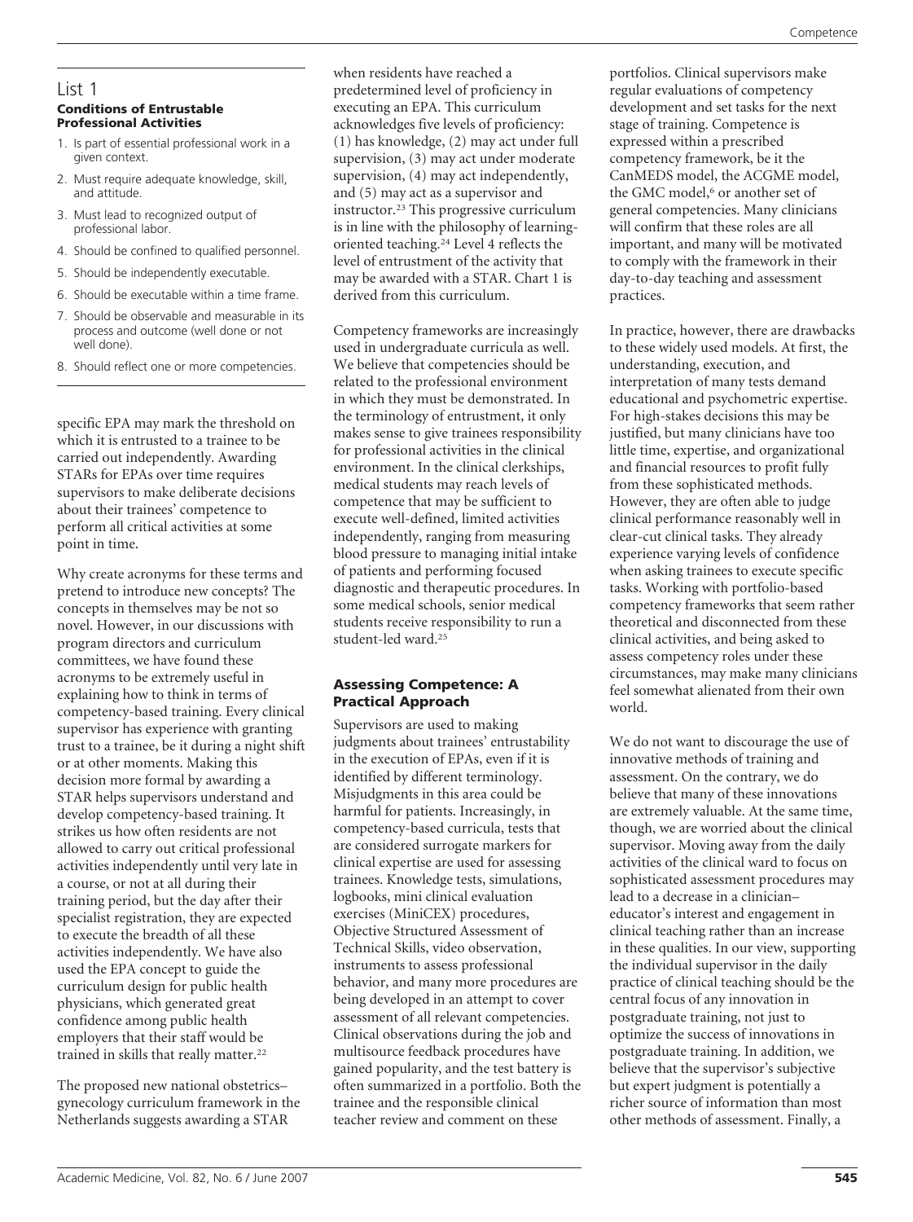## List 1

### Conditions of Entrustable Professional Activities

1. Is part of essential professional work in a given context.
2. Must require adequate knowledge, skill, and attitude.
3. Must lead to recognized output of professional labor.
4. Should be confined to qualified personnel.
5. Should be independently executable.
6. Should be executable within a time frame.
7. Should be observable and measurable in its process and outcome (well done or not well done).
8. Should reflect one or more competencies.

specific EPA may mark the threshold on which it is entrusted to a trainee to be carried out independently. Awarding STARs for EPAs over time requires supervisors to make deliberate decisions about their trainees' competence to perform all critical activities at some point in time.

Why create acronyms for these terms and pretend to introduce new concepts? The concepts in themselves may be not so novel. However, in our discussions with program directors and curriculum committees, we have found these acronyms to be extremely useful in explaining how to think in terms of competency-based training. Every clinical supervisor has experience with granting trust to a trainee, be it during a night shift or at other moments. Making this decision more formal by awarding a STAR helps supervisors understand and develop competency-based training. It strikes us how often residents are not allowed to carry out critical professional activities independently until very late in a course, or not at all during their training period, but the day after their specialist registration, they are expected to execute the breadth of all these activities independently. We have also used the EPA concept to guide the curriculum design for public health physicians, which generated great confidence among public health employers that their staff would be trained in skills that really matter.[22]

The proposed new national obstetrics–gynecology curriculum framework in the Netherlands suggests awarding a STAR when residents have reached a predetermined level of proficiency in executing an EPA. This curriculum acknowledges five levels of proficiency: (1) has knowledge, (2) may act under full supervision, (3) may act under moderate supervision, (4) may act independently, and (5) may act as a supervisor and instructor.[23] This progressive curriculum is in line with the philosophy of learning-oriented teaching.[24] Level 4 reflects the level of entrustment of the activity that may be awarded with a STAR. Chart 1 is derived from this curriculum.

Competency frameworks are increasingly used in undergraduate curricula as well. We believe that competencies should be related to the professional environment in which they must be demonstrated. In the terminology of entrustment, it only makes sense to give trainees responsibility for professional activities in the clinical environment. In the clinical clerkships, medical students may reach levels of competence that may be sufficient to execute well-defined, limited activities independently, ranging from measuring blood pressure to managing initial intake of patients and performing focused diagnostic and therapeutic procedures. In some medical schools, senior medical students receive responsibility to run a student-led ward.[25]

### Assessing Competence: A Practical Approach

Supervisors are used to making judgments about trainees' entrustability in the execution of EPAs, even if it is identified by different terminology. Misjudgments in this area could be harmful for patients. Increasingly, in competency-based curricula, tests that are considered surrogate markers for clinical expertise are used for assessing trainees. Knowledge tests, simulations, logbooks, mini clinical evaluation exercises (MiniCEX) procedures, Objective Structured Assessment of Technical Skills, video observation, instruments to assess professional behavior, and many more procedures are being developed in an attempt to cover assessment of all relevant competencies. Clinical observations during the job and multisource feedback procedures have gained popularity, and the test battery is often summarized in a portfolio. Both the trainee and the responsible clinical teacher review and comment on these portfolios. Clinical supervisors make regular evaluations of competency development and set tasks for the next stage of training. Competence is expressed within a prescribed competency framework, be it the CanMEDS model, the ACGME model, the GMC model,[6] or another set of general competencies. Many clinicians will confirm that these roles are all important, and many will be motivated to comply with the framework in their day-to-day teaching and assessment practices.

In practice, however, there are drawbacks to these widely used models. At first, the understanding, execution, and interpretation of many tests demand educational and psychometric expertise. For high-stakes decisions this may be justified, but many clinicians have too little time, expertise, and organizational and financial resources to profit fully from these sophisticated methods. However, they are often able to judge clinical performance reasonably well in clear-cut clinical tasks. They already experience varying levels of confidence when asking trainees to execute specific tasks. Working with portfolio-based competency frameworks that seem rather theoretical and disconnected from these clinical activities, and being asked to assess competency roles under these circumstances, may make many clinicians feel somewhat alienated from their own world.

We do not want to discourage the use of innovative methods of training and assessment. On the contrary, we do believe that many of these innovations are extremely valuable. At the same time, though, we are worried about the clinical supervisor. Moving away from the daily activities of the clinical ward to focus on sophisticated assessment procedures may lead to a decrease in a clinician–educator's interest and engagement in clinical teaching rather than an increase in these qualities. In our view, supporting the individual supervisor in the daily practice of clinical teaching should be the central focus of any innovation in postgraduate training, not just to optimize the success of innovations in postgraduate training. In addition, we believe that the supervisor's subjective but expert judgment is potentially a richer source of information than most other methods of assessment. Finally, a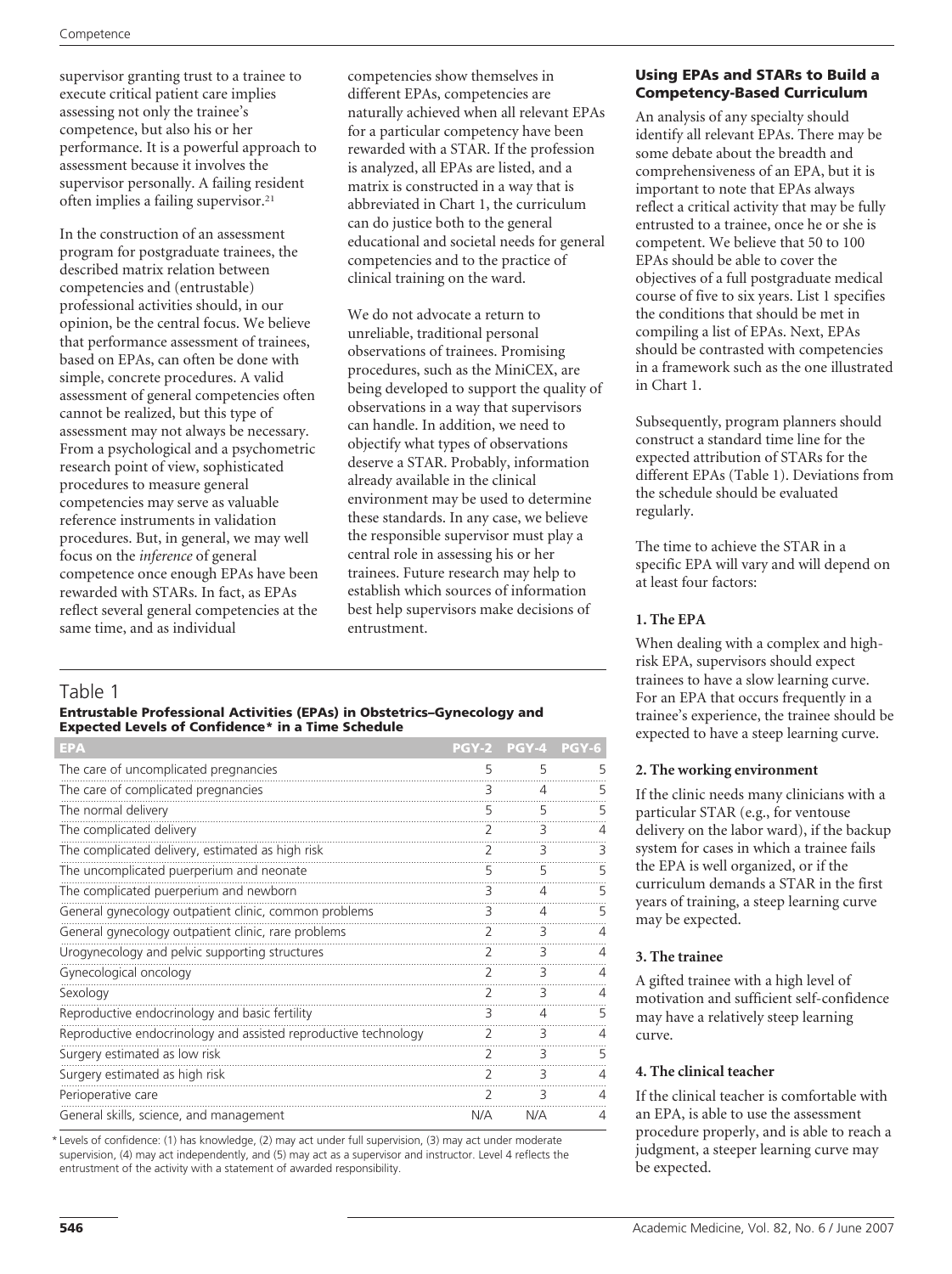supervisor granting trust to a trainee to execute critical patient care implies assessing not only the trainee's competence, but also his or her performance. It is a powerful approach to assessment because it involves the supervisor personally. A failing resident often implies a failing supervisor.[21]

In the construction of an assessment program for postgraduate trainees, the described matrix relation between competencies and (entrustable) professional activities should, in our opinion, be the central focus. We believe that performance assessment of trainees, based on EPAs, can often be done with simple, concrete procedures. A valid assessment of general competencies often cannot be realized, but this type of assessment may not always be necessary. From a psychological and a psychometric research point of view, sophisticated procedures to measure general competencies may serve as valuable reference instruments in validation procedures. But, in general, we may well focus on the *inference* of general competence once enough EPAs have been rewarded with STARs. In fact, as EPAs reflect several general competencies at the same time, and as individual competencies show themselves in different EPAs, competencies are naturally achieved when all relevant EPAs for a particular competency have been rewarded with a STAR. If the profession is analyzed, all EPAs are listed, and a matrix is constructed in a way that is abbreviated in Chart 1, the curriculum can do justice both to the general educational and societal needs for general competencies and to the practice of clinical training on the ward.

We do not advocate a return to unreliable, traditional personal observations of trainees. Promising procedures, such as the MiniCEX, are being developed to support the quality of observations in a way that supervisors can handle. In addition, we need to objectify what types of observations deserve a STAR. Probably, information already available in the clinical environment may be used to determine these standards. In any case, we believe the responsible supervisor must play a central role in assessing his or her trainees. Future research may help to establish which sources of information best help supervisors make decisions of entrustment.

## Table 1

**Entrustable Professional Activities (EPAs) in Obstetrics–Gynecology and Expected Levels of Confidence* in a Time Schedule**

| EPA | PGY-2 | PGY-4 | PGY-6 |
|---|---|---|---|
| The care of uncomplicated pregnancies | 5 | 5 | 5 |
| The care of complicated pregnancies | 3 | 4 | 5 |
| The normal delivery | 5 | 5 | 5 |
| The complicated delivery | 2 | 3 | 4 |
| The complicated delivery, estimated as high risk | 2 | 3 | 3 |
| The uncomplicated puerperium and neonate | 5 | 5 | 5 |
| The complicated puerperium and newborn | 3 | 4 | 5 |
| General gynecology outpatient clinic, common problems | 3 | 4 | 5 |
| General gynecology outpatient clinic, rare problems | 2 | 3 | 4 |
| Urogynecology and pelvic supporting structures | 2 | 3 | 4 |
| Gynecological oncology | 2 | 3 | 4 |
| Sexology | 2 | 3 | 4 |
| Reproductive endocrinology and basic fertility | 3 | 4 | 5 |
| Reproductive endocrinology and assisted reproductive technology | 2 | 3 | 4 |
| Surgery estimated as low risk | 2 | 3 | 5 |
| Surgery estimated as high risk | 2 | 3 | 4 |
| Perioperative care | 2 | 3 | 4 |
| General skills, science, and management | N/A | N/A | 4 |

\* Levels of confidence: (1) has knowledge, (2) may act under full supervision, (3) may act under moderate supervision, (4) may act independently, and (5) may act as a supervisor and instructor. Level 4 reflects the entrustment of the activity with a statement of awarded responsibility.

### Using EPAs and STARs to Build a Competency-Based Curriculum

An analysis of any specialty should identify all relevant EPAs. There may be some debate about the breadth and comprehensiveness of an EPA, but it is important to note that EPAs always reflect a critical activity that may be fully entrusted to a trainee, once he or she is competent. We believe that 50 to 100 EPAs should be able to cover the objectives of a full postgraduate medical course of five to six years. List 1 specifies the conditions that should be met in compiling a list of EPAs. Next, EPAs should be contrasted with competencies in a framework such as the one illustrated in Chart 1.

Subsequently, program planners should construct a standard time line for the expected attribution of STARs for the different EPAs (Table 1). Deviations from the schedule should be evaluated regularly.

The time to achieve the STAR in a specific EPA will vary and will depend on at least four factors:

**1. The EPA**

When dealing with a complex and high-risk EPA, supervisors should expect trainees to have a slow learning curve. For an EPA that occurs frequently in a trainee's experience, the trainee should be expected to have a steep learning curve.

**2. The working environment**

If the clinic needs many clinicians with a particular STAR (e.g., for ventouse delivery on the labor ward), if the backup system for cases in which a trainee fails the EPA is well organized, or if the curriculum demands a STAR in the first years of training, a steep learning curve may be expected.

**3. The trainee**

A gifted trainee with a high level of motivation and sufficient self-confidence may have a relatively steep learning curve.

**4. The clinical teacher**

If the clinical teacher is comfortable with an EPA, is able to use the assessment procedure properly, and is able to reach a judgment, a steeper learning curve may be expected.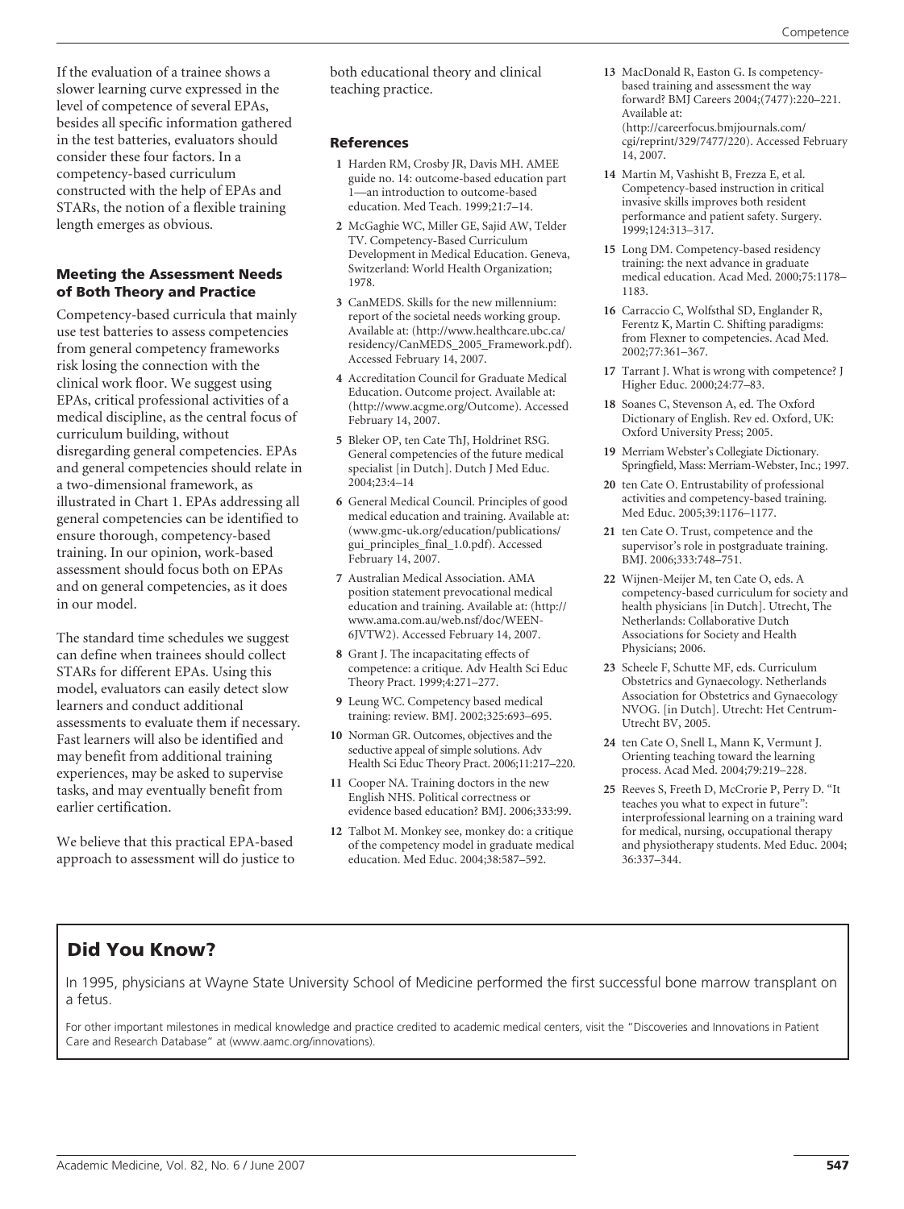If the evaluation of a trainee shows a slower learning curve expressed in the level of competence of several EPAs, besides all specific information gathered in the test batteries, evaluators should consider these four factors. In a competency-based curriculum constructed with the help of EPAs and STARs, the notion of a flexible training length emerges as obvious.

### Meeting the Assessment Needs of Both Theory and Practice

Competency-based curricula that mainly use test batteries to assess competencies from general competency frameworks risk losing the connection with the clinical work floor. We suggest using EPAs, critical professional activities of a medical discipline, as the central focus of curriculum building, without disregarding general competencies. EPAs and general competencies should relate in a two-dimensional framework, as illustrated in Chart 1. EPAs addressing all general competencies can be identified to ensure thorough, competency-based training. In our opinion, work-based assessment should focus both on EPAs and on general competencies, as it does in our model.

The standard time schedules we suggest can define when trainees should collect STARs for different EPAs. Using this model, evaluators can easily detect slow learners and conduct additional assessments to evaluate them if necessary. Fast learners will also be identified and may benefit from additional training experiences, may be asked to supervise tasks, and may eventually benefit from earlier certification.

We believe that this practical EPA-based approach to assessment will do justice to both educational theory and clinical teaching practice.

### References

1. Harden RM, Crosby JR, Davis MH. AMEE guide no. 14: outcome-based education part 1—an introduction to outcome-based education. Med Teach. 1999;21:7–14.
2. McGaghie WC, Miller GE, Sajid AW, Telder TV. Competency-Based Curriculum Development in Medical Education. Geneva, Switzerland: World Health Organization; 1978.
3. CanMEDS. Skills for the new millennium: report of the societal needs working group. Available at: (http://www.healthcare.ubc.ca/residency/CanMEDS_2005_Framework.pdf). Accessed February 14, 2007.
4. Accreditation Council for Graduate Medical Education. Outcome project. Available at: (http://www.acgme.org/Outcome). Accessed February 14, 2007.
5. Bleker OP, ten Cate ThJ, Holdrinet RSG. General competencies of the future medical specialist [in Dutch]. Dutch J Med Educ. 2004;23:4–14
6. General Medical Council. Principles of good medical education and training. Available at: (www.gmc-uk.org/education/publications/gui_principles_final_1.0.pdf). Accessed February 14, 2007.
7. Australian Medical Association. AMA position statement prevocational medical education and training. Available at: (http://www.ama.com.au/web.nsf/doc/WEEN-6JVTW2). Accessed February 14, 2007.
8. Grant J. The incapacitating effects of competence: a critique. Adv Health Sci Educ Theory Pract. 1999;4:271–277.
9. Leung WC. Competency based medical training: review. BMJ. 2002;325:693–695.
10. Norman GR. Outcomes, objectives and the seductive appeal of simple solutions. Adv Health Sci Educ Theory Pract. 2006;11:217–220.
11. Cooper NA. Training doctors in the new English NHS. Political correctness or evidence based education? BMJ. 2006;333:99.
12. Talbot M. Monkey see, monkey do: a critique of the competency model in graduate medical education. Med Educ. 2004;38:587–592.
13. MacDonald R, Easton G. Is competency-based training and assessment the way forward? BMJ Careers 2004;(7477):220–221. Available at: (http://careerfocus.bmjjournals.com/cgi/reprint/329/7477/220). Accessed February 14, 2007.
14. Martin M, Vashisht B, Frezza E, et al. Competency-based instruction in critical invasive skills improves both resident performance and patient safety. Surgery. 1999;124:313–317.
15. Long DM. Competency-based residency training: the next advance in graduate medical education. Acad Med. 2000;75:1178–1183.
16. Carraccio C, Wolfsthal SD, Englander R, Ferentz K, Martin C. Shifting paradigms: from Flexner to competencies. Acad Med. 2002;77:361–367.
17. Tarrant J. What is wrong with competence? J Higher Educ. 2000;24:77–83.
18. Soanes C, Stevenson A, ed. The Oxford Dictionary of English. Rev ed. Oxford, UK: Oxford University Press; 2005.
19. Merriam Webster's Collegiate Dictionary. Springfield, Mass: Merriam-Webster, Inc.; 1997.
20. ten Cate O. Entrustability of professional activities and competency-based training. Med Educ. 2005;39:1176–1177.
21. ten Cate O. Trust, competence and the supervisor's role in postgraduate training. BMJ. 2006;333:748–751.
22. Wijnen-Meijer M, ten Cate O, eds. A competency-based curriculum for society and health physicians [in Dutch]. Utrecht, The Netherlands: Collaborative Dutch Associations for Society and Health Physicians; 2006.
23. Scheele F, Schutte MF, eds. Curriculum Obstetrics and Gynaecology. Netherlands Association for Obstetrics and Gynaecology NVOG. [in Dutch]. Utrecht: Het Centrum-Utrecht BV, 2005.
24. ten Cate O, Snell L, Mann K, Vermunt J. Orienting teaching toward the learning process. Acad Med. 2004;79:219–228.
25. Reeves S, Freeth D, McCrorie P, Perry D. "It teaches you what to expect in future": interprofessional learning on a training ward for medical, nursing, occupational therapy and physiotherapy students. Med Educ. 2004; 36:337–344.

## Did You Know?

In 1995, physicians at Wayne State University School of Medicine performed the first successful bone marrow transplant on a fetus.

For other important milestones in medical knowledge and practice credited to academic medical centers, visit the "Discoveries and Innovations in Patient Care and Research Database" at (www.aamc.org/innovations).